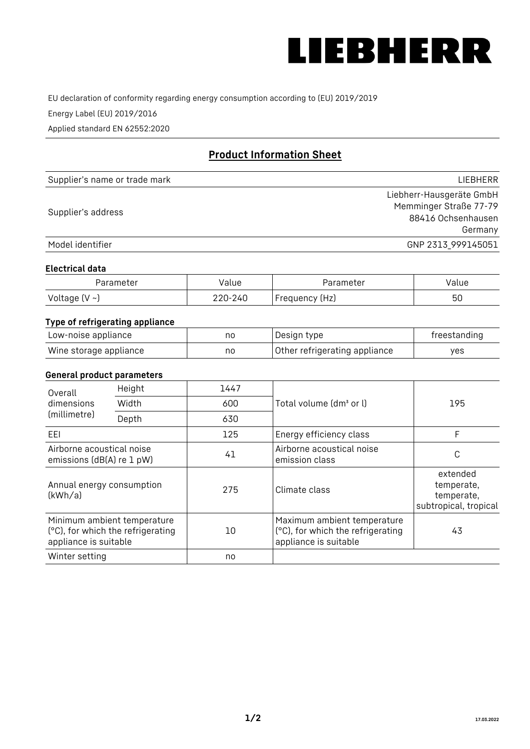# LIEBHERR

EU declaration of conformity regarding energy consumption according to (EU) 2019/2019

Energy Label (EU) 2019/2016

Applied standard EN 62552:2020

## Product Information Sheet

| | |
|---|---|
| Supplier's name or trade mark | LIEBHERR |
| Supplier's address | Liebherr-Hausgeräte GmbH<br>Memminger Straße 77-79<br>88416 Ochsenhausen<br>Germany |
| Model identifier | GNP 2313_999145051 |

### Electrical data

| Parameter | Value | Parameter | Value |
|---|---|---|---|
| Voltage (V ~) | 220-240 | Frequency (Hz) | 50 |

### Type of refrigerating appliance

| | | | |
|---|---|---|---|
| Low-noise appliance | no | Design type | freestanding |
| Wine storage appliance | no | Other refrigerating appliance | yes |

### General product parameters

| | | | | |
|---|---|---|---|---|
| Overall dimensions (millimetre) | Height | 1447 | Total volume (dm³ or l) | 195 |
| | Width | 600 | | |
| | Depth | 630 | | |
| EEI | | 125 | Energy efficiency class | F |
| Airborne acoustical noise emissions (dB(A) re 1 pW) | | 41 | Airborne acoustical noise emission class | C |
| Annual energy consumption (kWh/a) | | 275 | Climate class | extended temperate, temperate, subtropical, tropical |
| Minimum ambient temperature (°C), for which the refrigerating appliance is suitable | | 10 | Maximum ambient temperature (°C), for which the refrigerating appliance is suitable | 43 |
| Winter setting | | no | | |

17.03.2022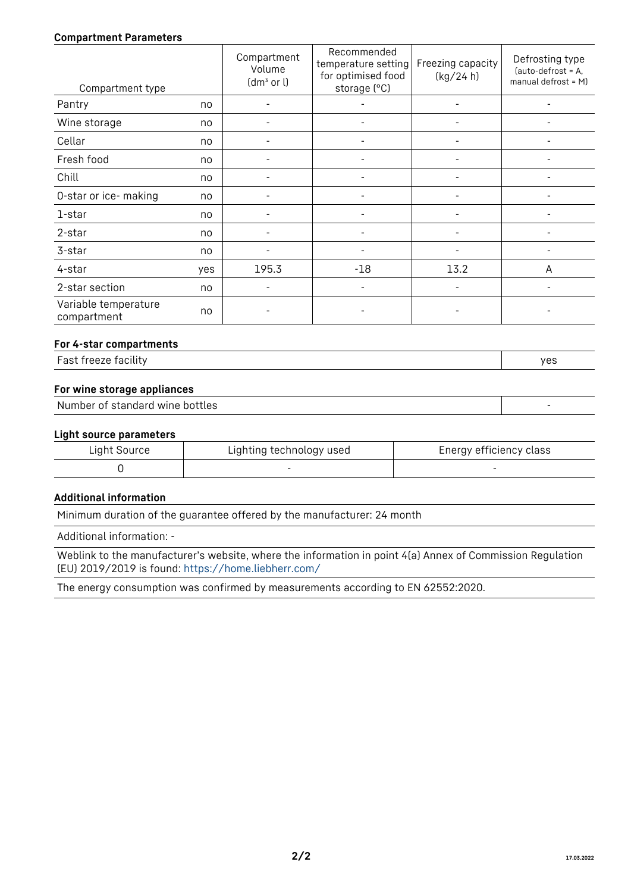**Compartment Parameters**

| Compartment type | | Compartment Volume (dm³ or l) | Recommended temperature setting for optimised food storage (°C) | Freezing capacity (kg/24 h) | Defrosting type (auto-defrost = A, manual defrost = M) |
|---|---|---|---|---|---|
| Pantry | no | - | - | - | - |
| Wine storage | no | - | - | - | - |
| Cellar | no | - | - | - | - |
| Fresh food | no | - | - | - | - |
| Chill | no | - | - | - | - |
| 0-star or ice- making | no | - | - | - | - |
| 1-star | no | - | - | - | - |
| 2-star | no | - | - | - | - |
| 3-star | no | - | - | - | - |
| 4-star | yes | 195.3 | -18 | 13.2 | A |
| 2-star section | no | - | - | - | - |
| Variable temperature compartment | no | - | - | - | - |

**For 4-star compartments**

| | |
|---|---|
| Fast freeze facility | yes |

**For wine storage appliances**

| | |
|---|---|
| Number of standard wine bottles | - |

**Light source parameters**

| Light Source | Lighting technology used | Energy efficiency class |
|---|---|---|
| 0 | - | - |

**Additional information**

Minimum duration of the guarantee offered by the manufacturer: 24 month

Additional information: -

Weblink to the manufacturer's website, where the information in point 4(a) Annex of Commission Regulation (EU) 2019/2019 is found: https://home.liebherr.com/

The energy consumption was confirmed by measurements according to EN 62552:2020.

17.03.2022